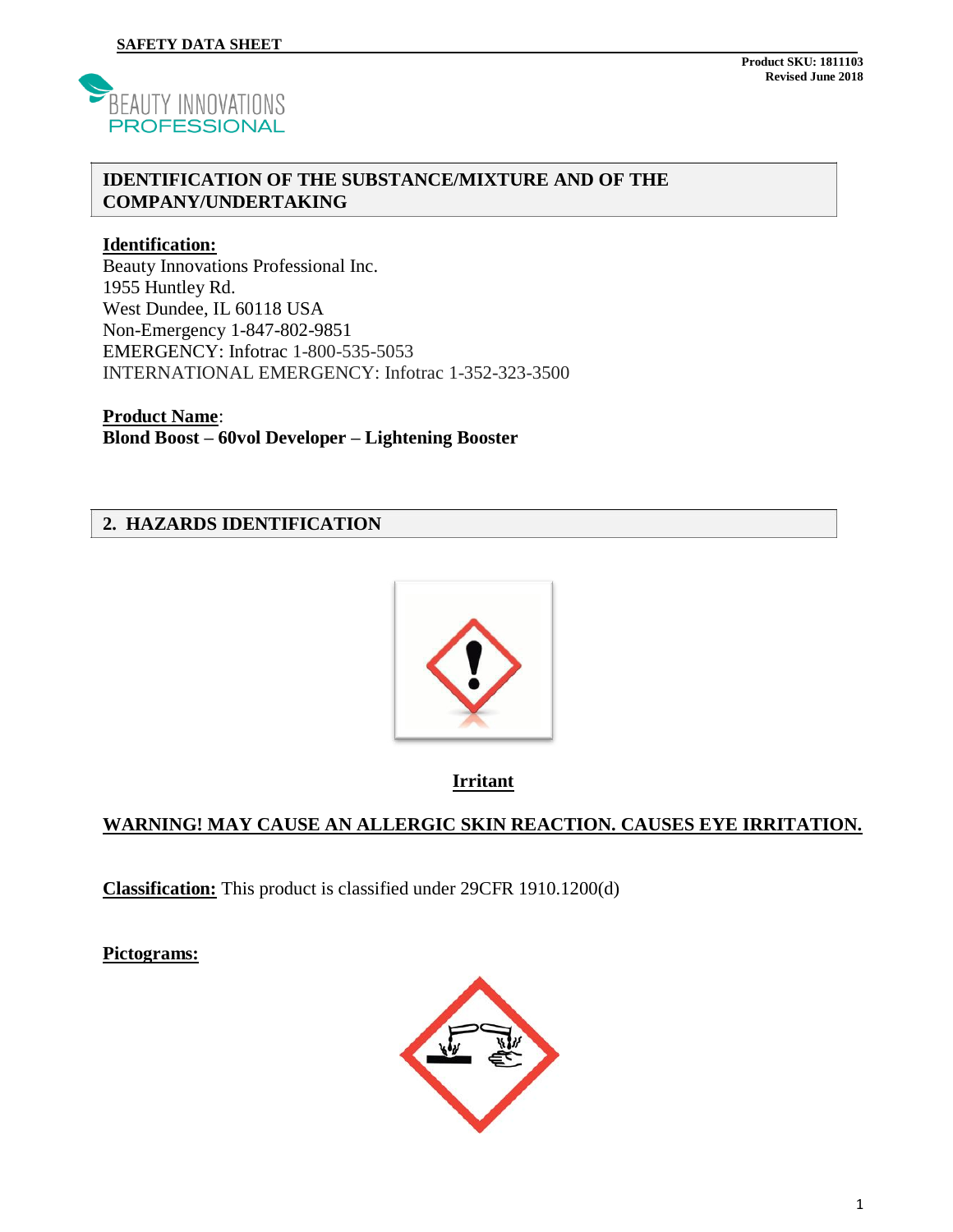**SAFETY DATA SHEET**

**Product SKU: 1811103**
**Revised June 2018**

BEAUTY INNOVATIONS
PROFESSIONAL

## IDENTIFICATION OF THE SUBSTANCE/MIXTURE AND OF THE COMPANY/UNDERTAKING

**Identification:**

Beauty Innovations Professional Inc.
1955 Huntley Rd.
West Dundee, IL 60118 USA
Non-Emergency 1-847-802-9851
EMERGENCY: Infotrac 1-800-535-5053
INTERNATIONAL EMERGENCY: Infotrac 1-352-323-3500

**Product Name**:
**Blond Boost – 60vol Developer – Lightening Booster**

## 2. HAZARDS IDENTIFICATION

**Irritant**

**WARNING! MAY CAUSE AN ALLERGIC SKIN REACTION. CAUSES EYE IRRITATION.**

**Classification:** This product is classified under 29CFR 1910.1200(d)

**Pictograms:**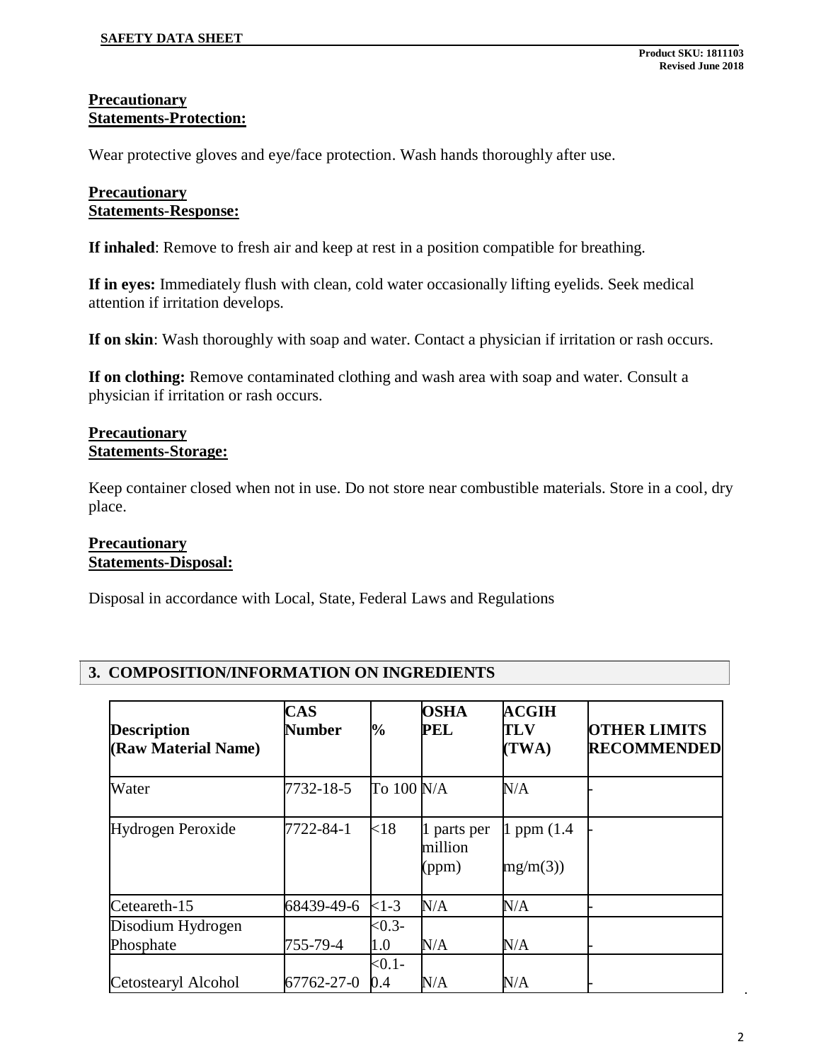**Precautionary Statements-Protection:**

Wear protective gloves and eye/face protection. Wash hands thoroughly after use.

**Precautionary Statements-Response:**

**If inhaled**: Remove to fresh air and keep at rest in a position compatible for breathing.

**If in eyes:** Immediately flush with clean, cold water occasionally lifting eyelids. Seek medical attention if irritation develops.

**If on skin**: Wash thoroughly with soap and water. Contact a physician if irritation or rash occurs.

**If on clothing:** Remove contaminated clothing and wash area with soap and water. Consult a physician if irritation or rash occurs.

**Precautionary Statements-Storage:**

Keep container closed when not in use. Do not store near combustible materials. Store in a cool, dry place.

**Precautionary Statements-Disposal:**

Disposal in accordance with Local, State, Federal Laws and Regulations

## 3. COMPOSITION/INFORMATION ON INGREDIENTS

| Description (Raw Material Name) | CAS Number | % | OSHA PEL | ACGIH TLV (TWA) | OTHER LIMITS RECOMMENDED |
|---|---|---|---|---|---|
| Water | 7732-18-5 | To 100 | N/A | N/A | - |
| Hydrogen Peroxide | 7722-84-1 | <18 | 1 parts per million (ppm) | 1 ppm (1.4 mg/m(3)) | - |
| Ceteareth-15 | 68439-49-6 | <1-3 | N/A | N/A | - |
| Disodium Hydrogen Phosphate | 755-79-4 | <0.3-1.0 | N/A | N/A | - |
| Cetostearyl Alcohol | 67762-27-0 | <0.1-0.4 | N/A | N/A | - |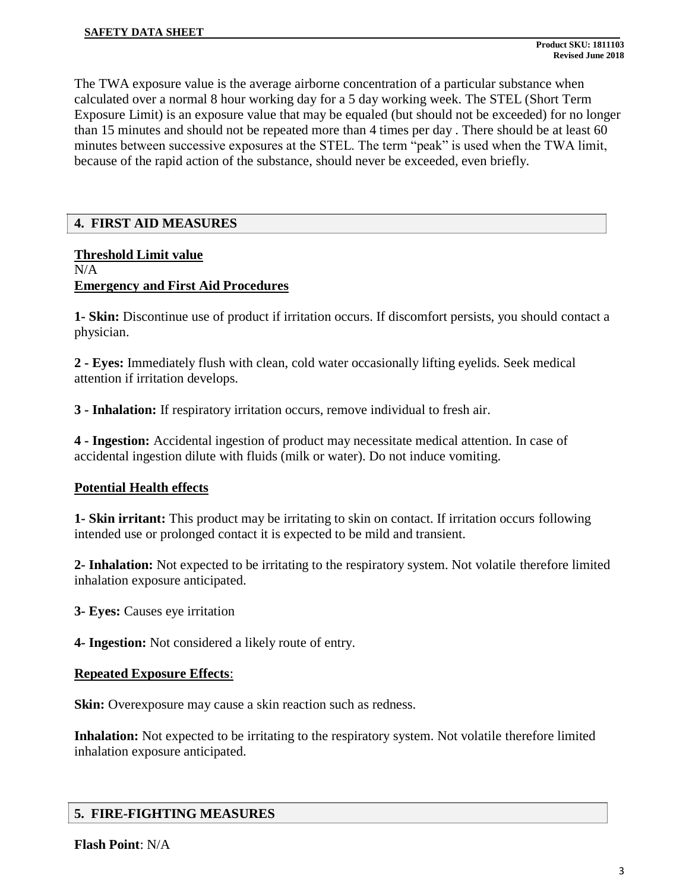The TWA exposure value is the average airborne concentration of a particular substance when calculated over a normal 8 hour working day for a 5 day working week. The STEL (Short Term Exposure Limit) is an exposure value that may be equaled (but should not be exceeded) for no longer than 15 minutes and should not be repeated more than 4 times per day . There should be at least 60 minutes between successive exposures at the STEL. The term "peak" is used when the TWA limit, because of the rapid action of the substance, should never be exceeded, even briefly.

## 4. FIRST AID MEASURES

**Threshold Limit value**

N/A

**Emergency and First Aid Procedures**

**1- Skin:** Discontinue use of product if irritation occurs. If discomfort persists, you should contact a physician.

**2 - Eyes:** Immediately flush with clean, cold water occasionally lifting eyelids. Seek medical attention if irritation develops.

**3 - Inhalation:** If respiratory irritation occurs, remove individual to fresh air.

**4 - Ingestion:** Accidental ingestion of product may necessitate medical attention. In case of accidental ingestion dilute with fluids (milk or water). Do not induce vomiting.

**Potential Health effects**

**1- Skin irritant:** This product may be irritating to skin on contact. If irritation occurs following intended use or prolonged contact it is expected to be mild and transient.

**2- Inhalation:** Not expected to be irritating to the respiratory system. Not volatile therefore limited inhalation exposure anticipated.

**3- Eyes:** Causes eye irritation

**4- Ingestion:** Not considered a likely route of entry.

**Repeated Exposure Effects**:

**Skin:** Overexposure may cause a skin reaction such as redness.

**Inhalation:** Not expected to be irritating to the respiratory system. Not volatile therefore limited inhalation exposure anticipated.

## 5. FIRE-FIGHTING MEASURES

**Flash Point**: N/A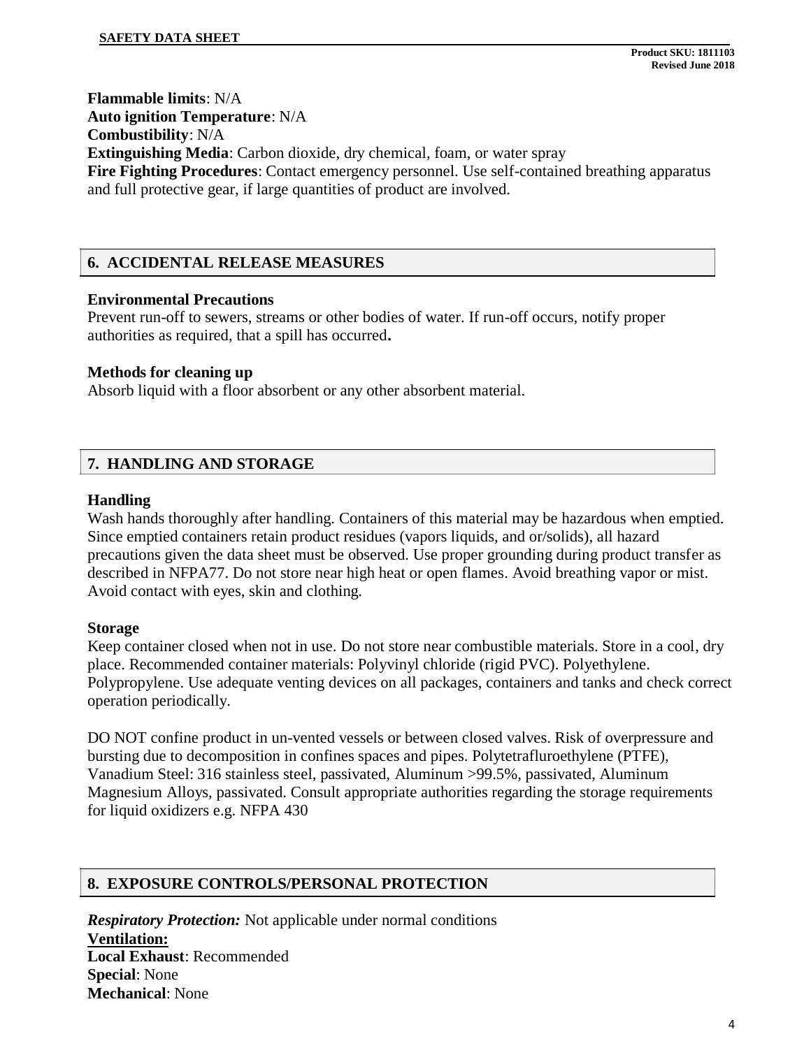**Flammable limits**: N/A
**Auto ignition Temperature**: N/A
**Combustibility**: N/A
**Extinguishing Media**: Carbon dioxide, dry chemical, foam, or water spray
**Fire Fighting Procedures**: Contact emergency personnel. Use self-contained breathing apparatus and full protective gear, if large quantities of product are involved.

## 6. ACCIDENTAL RELEASE MEASURES

**Environmental Precautions**
Prevent run-off to sewers, streams or other bodies of water. If run-off occurs, notify proper authorities as required, that a spill has occurred**.**

**Methods for cleaning up**
Absorb liquid with a floor absorbent or any other absorbent material.

## 7. HANDLING AND STORAGE

**Handling**
Wash hands thoroughly after handling. Containers of this material may be hazardous when emptied. Since emptied containers retain product residues (vapors liquids, and or/solids), all hazard precautions given the data sheet must be observed. Use proper grounding during product transfer as described in NFPA77. Do not store near high heat or open flames. Avoid breathing vapor or mist. Avoid contact with eyes, skin and clothing.

**Storage**
Keep container closed when not in use. Do not store near combustible materials. Store in a cool, dry place. Recommended container materials: Polyvinyl chloride (rigid PVC). Polyethylene. Polypropylene. Use adequate venting devices on all packages, containers and tanks and check correct operation periodically.

DO NOT confine product in un-vented vessels or between closed valves. Risk of overpressure and bursting due to decomposition in confines spaces and pipes. Polytetrafluroethylene (PTFE), Vanadium Steel: 316 stainless steel, passivated, Aluminum >99.5%, passivated, Aluminum Magnesium Alloys, passivated. Consult appropriate authorities regarding the storage requirements for liquid oxidizers e.g. NFPA 430

## 8. EXPOSURE CONTROLS/PERSONAL PROTECTION

***Respiratory Protection:*** Not applicable under normal conditions
**Ventilation:**
**Local Exhaust**: Recommended
**Special**: None
**Mechanical**: None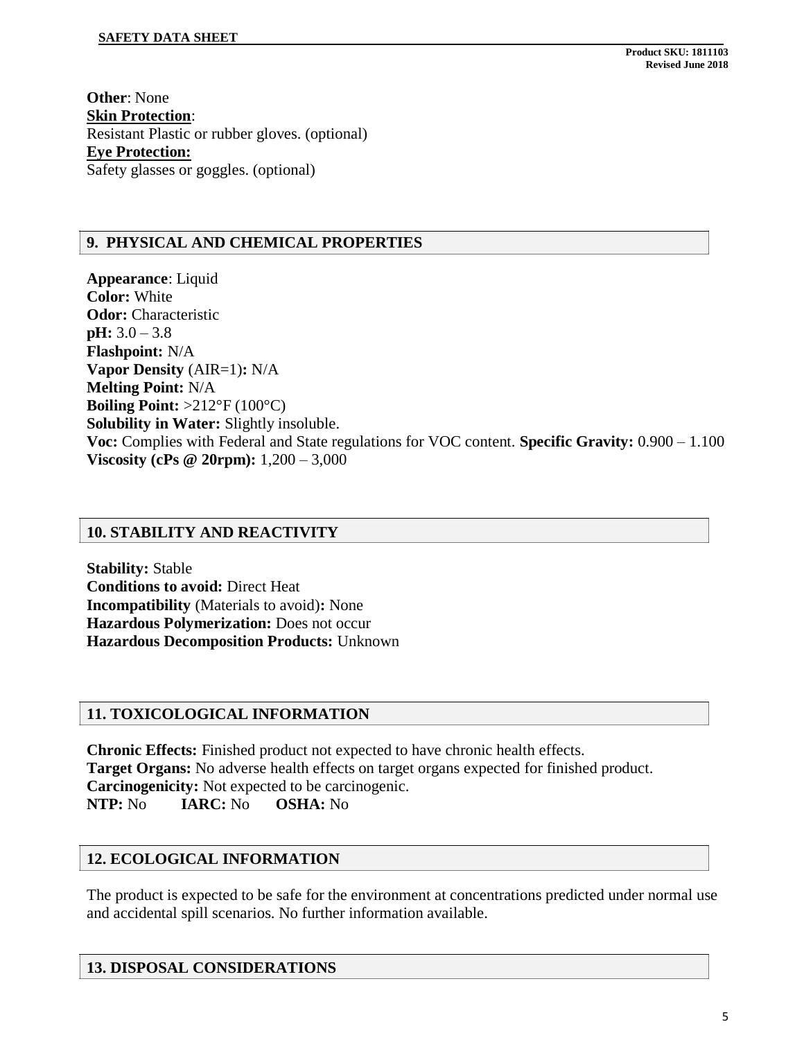**Other**: None

**Skin Protection**:

Resistant Plastic or rubber gloves. (optional)

**Eye Protection:**

Safety glasses or goggles. (optional)

## 9. PHYSICAL AND CHEMICAL PROPERTIES

**Appearance**: Liquid
**Color:** White
**Odor:** Characteristic
**pH:** 3.0 – 3.8
**Flashpoint:** N/A
**Vapor Density** (AIR=1)**:** N/A
**Melting Point:** N/A
**Boiling Point:** >212°F (100°C)
**Solubility in Water:** Slightly insoluble.
**Voc:** Complies with Federal and State regulations for VOC content. **Specific Gravity:** 0.900 – 1.100
**Viscosity (cPs @ 20rpm):** 1,200 – 3,000

## 10. STABILITY AND REACTIVITY

**Stability:** Stable
**Conditions to avoid:** Direct Heat
**Incompatibility** (Materials to avoid)**:** None
**Hazardous Polymerization:** Does not occur
**Hazardous Decomposition Products:** Unknown

## 11. TOXICOLOGICAL INFORMATION

**Chronic Effects:** Finished product not expected to have chronic health effects.
**Target Organs:** No adverse health effects on target organs expected for finished product.
**Carcinogenicity:** Not expected to be carcinogenic.
**NTP:** No **IARC:** No **OSHA:** No

## 12. ECOLOGICAL INFORMATION

The product is expected to be safe for the environment at concentrations predicted under normal use and accidental spill scenarios. No further information available.

## 13. DISPOSAL CONSIDERATIONS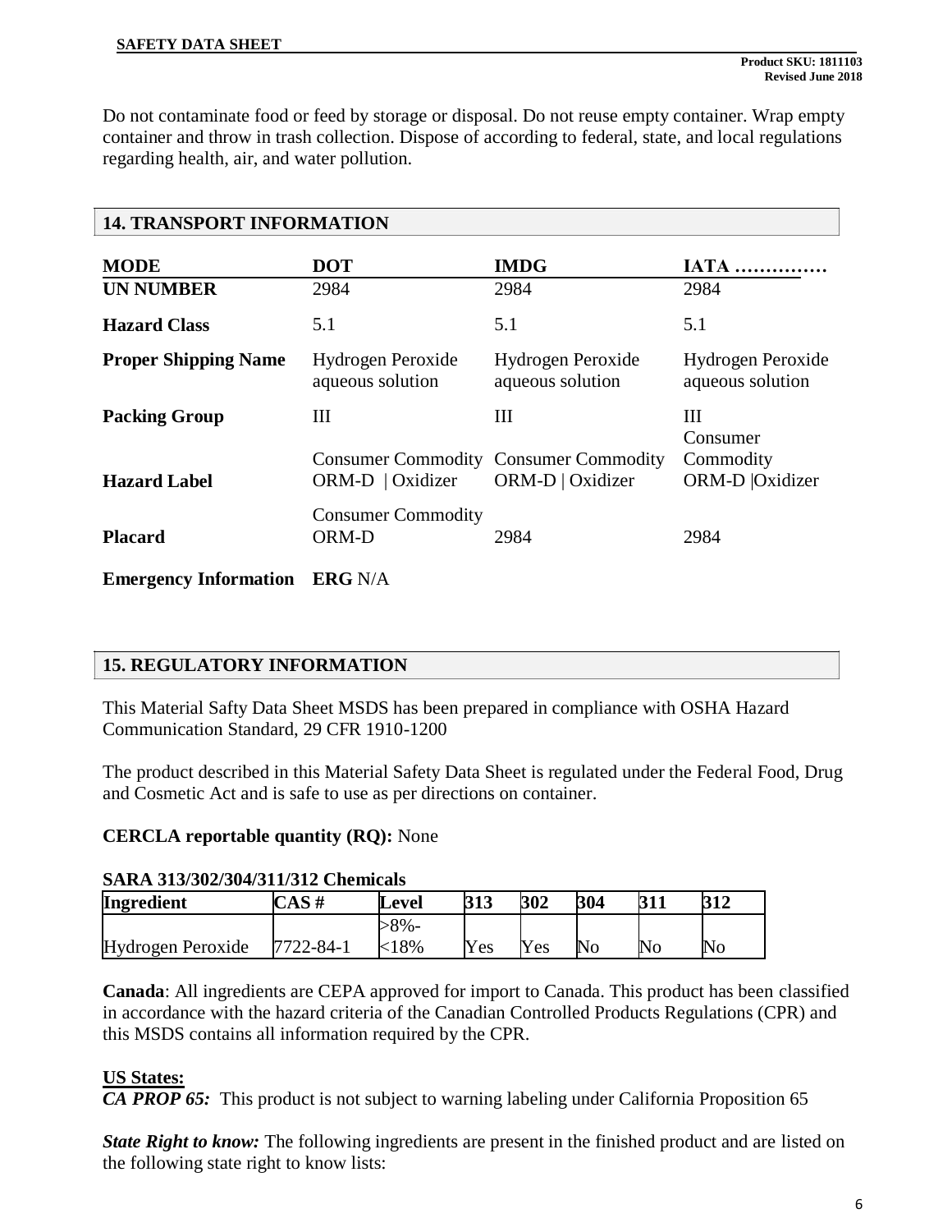Do not contaminate food or feed by storage or disposal. Do not reuse empty container. Wrap empty container and throw in trash collection. Dispose of according to federal, state, and local regulations regarding health, air, and water pollution.

## 14. TRANSPORT INFORMATION

| MODE | DOT | IMDG | IATA …………… |
|---|---|---|---|
| **UN NUMBER** | 2984 | 2984 | 2984 |
| **Hazard Class** | 5.1 | 5.1 | 5.1 |
| **Proper Shipping Name** | Hydrogen Peroxide aqueous solution | Hydrogen Peroxide aqueous solution | Hydrogen Peroxide aqueous solution |
| **Packing Group** | III | III | III |
| **Hazard Label** | Consumer Commodity ORM-D \| Oxidizer | Consumer Commodity ORM-D \| Oxidizer | Consumer Commodity ORM-D \|Oxidizer |
| **Placard** | Consumer Commodity ORM-D | 2984 | 2984 |
| **Emergency Information** | **ERG** N/A | | |

## 15. REGULATORY INFORMATION

This Material Safty Data Sheet MSDS has been prepared in compliance with OSHA Hazard Communication Standard, 29 CFR 1910-1200

The product described in this Material Safety Data Sheet is regulated under the Federal Food, Drug and Cosmetic Act and is safe to use as per directions on container.

**CERCLA reportable quantity (RQ):** None

**SARA 313/302/304/311/312 Chemicals**

| Ingredient | CAS # | Level | 313 | 302 | 304 | 311 | 312 |
|---|---|---|---|---|---|---|---|
| Hydrogen Peroxide | 7722-84-1 | >8%-<18% | Yes | Yes | No | No | No |

**Canada**: All ingredients are CEPA approved for import to Canada. This product has been classified in accordance with the hazard criteria of the Canadian Controlled Products Regulations (CPR) and this MSDS contains all information required by the CPR.

**US States:**

***CA PROP 65:*** This product is not subject to warning labeling under California Proposition 65

***State Right to know:*** The following ingredients are present in the finished product and are listed on the following state right to know lists: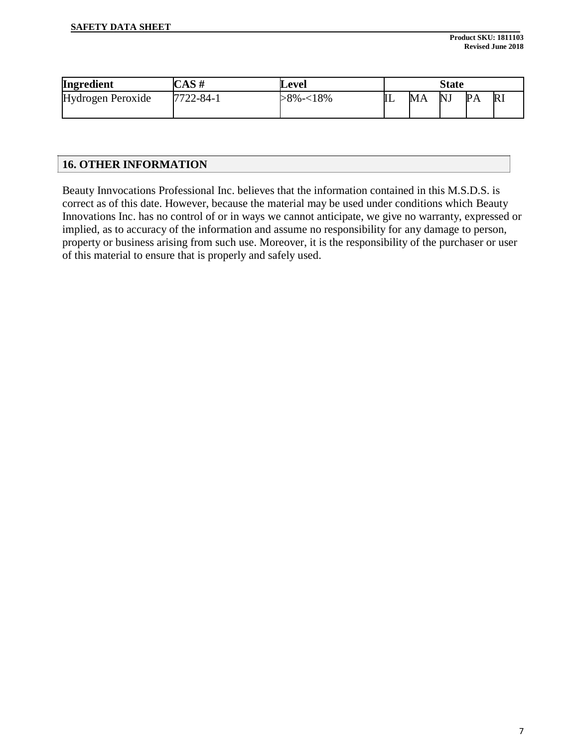| Ingredient | CAS # | Level | State | | | | |
|---|---|---|---|---|---|---|---|
| Hydrogen Peroxide | 7722-84-1 | >8%-<18% | IL | MA | NJ | PA | RI |

## 16. OTHER INFORMATION

Beauty Innvocations Professional Inc. believes that the information contained in this M.S.D.S. is correct as of this date. However, because the material may be used under conditions which Beauty Innovations Inc. has no control of or in ways we cannot anticipate, we give no warranty, expressed or implied, as to accuracy of the information and assume no responsibility for any damage to person, property or business arising from such use. Moreover, it is the responsibility of the purchaser or user of this material to ensure that is properly and safely used.